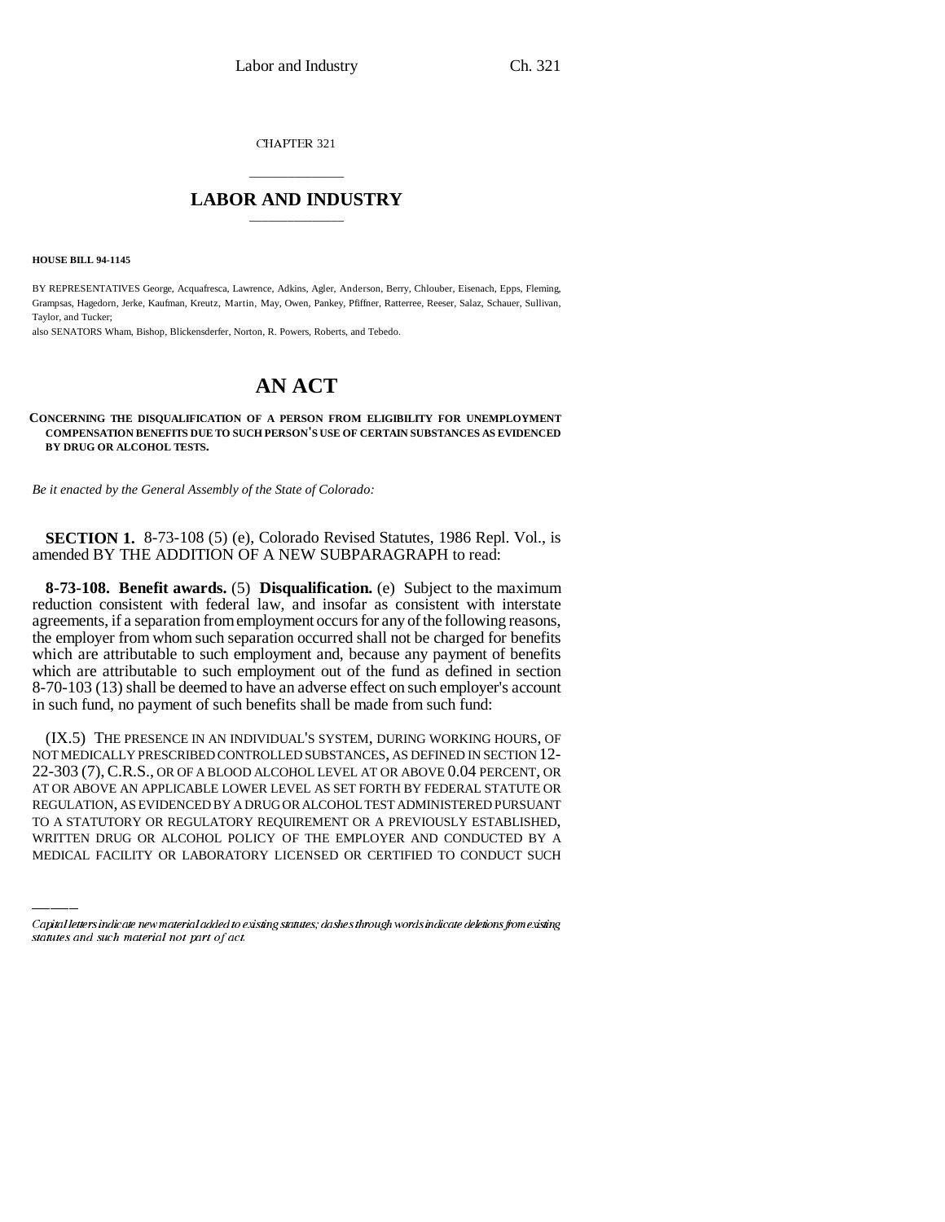CHAPTER 321

# LABOR AND INDUSTRY

**HOUSE BILL 94-1145**

BY REPRESENTATIVES George, Acquafresca, Lawrence, Adkins, Agler, Anderson, Berry, Chlouber, Eisenach, Epps, Fleming, Grampsas, Hagedorn, Jerke, Kaufman, Kreutz, Martin, May, Owen, Pankey, Pfiffner, Ratterree, Reeser, Salaz, Schauer, Sullivan, Taylor, and Tucker;

also SENATORS Wham, Bishop, Blickensderfer, Norton, R. Powers, Roberts, and Tebedo.

# AN ACT

**CONCERNING THE DISQUALIFICATION OF A PERSON FROM ELIGIBILITY FOR UNEMPLOYMENT COMPENSATION BENEFITS DUE TO SUCH PERSON'S USE OF CERTAIN SUBSTANCES AS EVIDENCED BY DRUG OR ALCOHOL TESTS.**

*Be it enacted by the General Assembly of the State of Colorado:*

**SECTION 1.** 8-73-108 (5) (e), Colorado Revised Statutes, 1986 Repl. Vol., is amended BY THE ADDITION OF A NEW SUBPARAGRAPH to read:

**8-73-108. Benefit awards.** (5) **Disqualification.** (e) Subject to the maximum reduction consistent with federal law, and insofar as consistent with interstate agreements, if a separation from employment occurs for any of the following reasons, the employer from whom such separation occurred shall not be charged for benefits which are attributable to such employment and, because any payment of benefits which are attributable to such employment out of the fund as defined in section 8-70-103 (13) shall be deemed to have an adverse effect on such employer's account in such fund, no payment of such benefits shall be made from such fund:

(IX.5) THE PRESENCE IN AN INDIVIDUAL'S SYSTEM, DURING WORKING HOURS, OF NOT MEDICALLY PRESCRIBED CONTROLLED SUBSTANCES, AS DEFINED IN SECTION 12-22-303 (7), C.R.S., OR OF A BLOOD ALCOHOL LEVEL AT OR ABOVE 0.04 PERCENT, OR AT OR ABOVE AN APPLICABLE LOWER LEVEL AS SET FORTH BY FEDERAL STATUTE OR REGULATION, AS EVIDENCED BY A DRUG OR ALCOHOL TEST ADMINISTERED PURSUANT TO A STATUTORY OR REGULATORY REQUIREMENT OR A PREVIOUSLY ESTABLISHED, WRITTEN DRUG OR ALCOHOL POLICY OF THE EMPLOYER AND CONDUCTED BY A MEDICAL FACILITY OR LABORATORY LICENSED OR CERTIFIED TO CONDUCT SUCH

Capital letters indicate new material added to existing statutes; dashes through words indicate deletions from existing statutes and such material not part of act.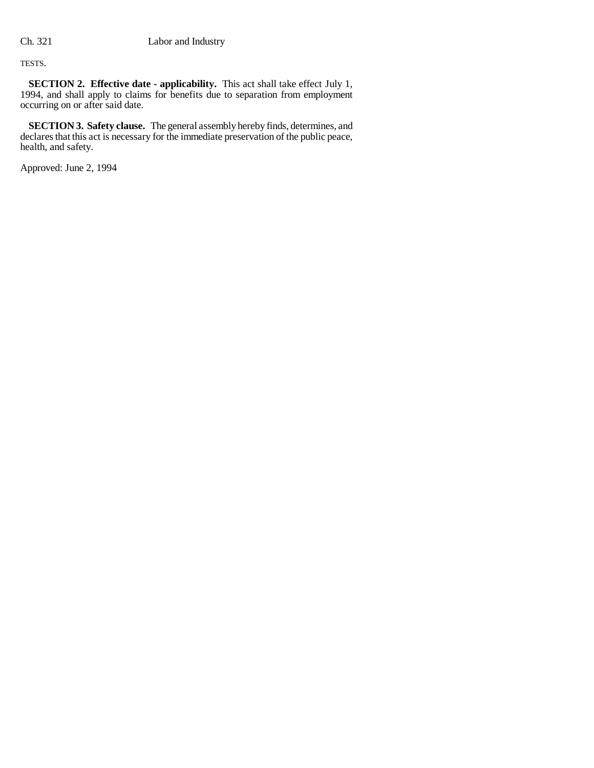TESTS.

**SECTION 2. Effective date - applicability.** This act shall take effect July 1, 1994, and shall apply to claims for benefits due to separation from employment occurring on or after said date.

**SECTION 3. Safety clause.** The general assembly hereby finds, determines, and declares that this act is necessary for the immediate preservation of the public peace, health, and safety.

Approved: June 2, 1994